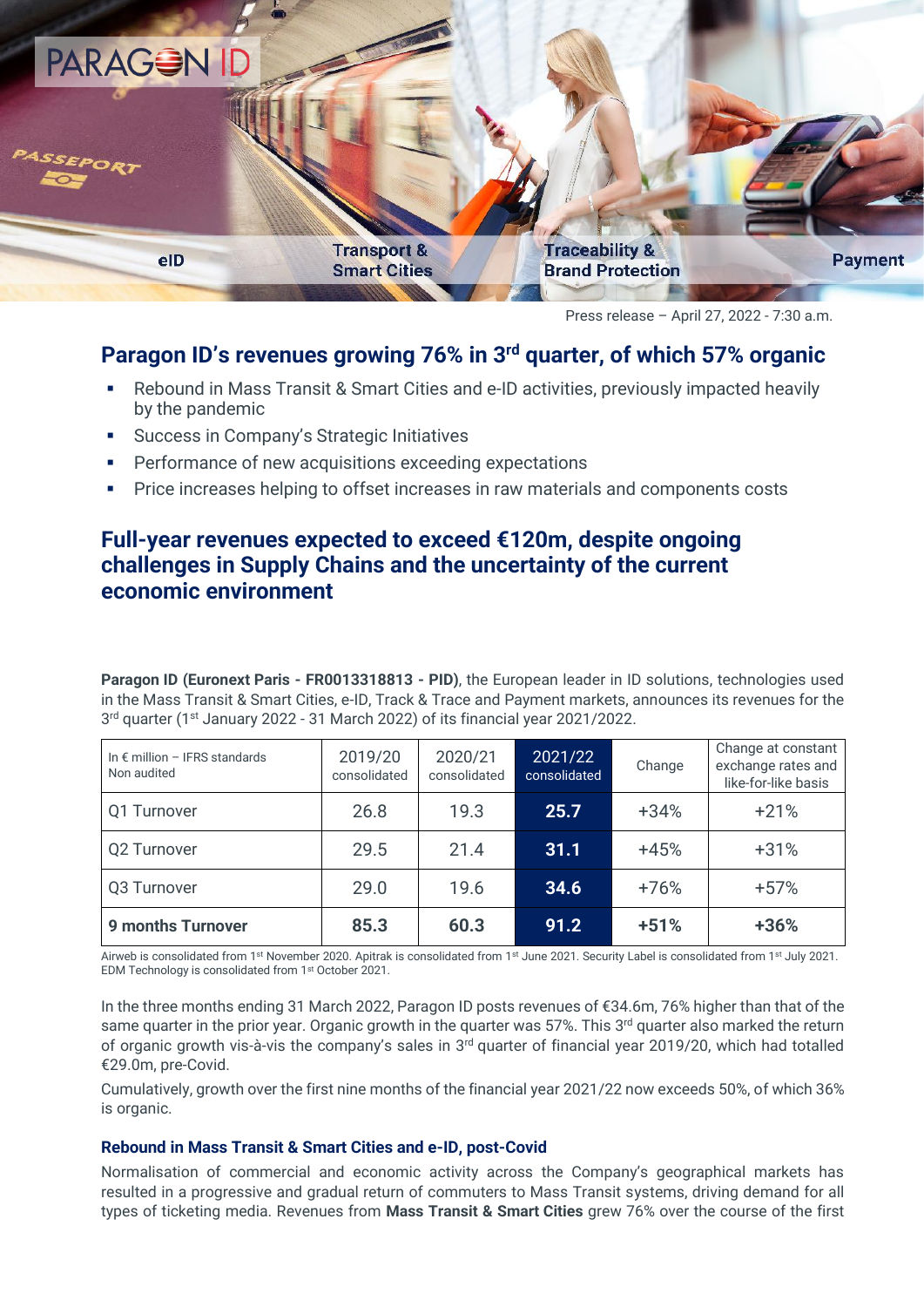PARAGON ID

eID | Transport & Smart Cities | Traceability & Brand Protection | Payment

Press release – April 27, 2022 - 7:30 a.m.

# Paragon ID's revenues growing 76% in 3rd quarter, of which 57% organic

- Rebound in Mass Transit & Smart Cities and e-ID activities, previously impacted heavily by the pandemic
- Success in Company's Strategic Initiatives
- Performance of new acquisitions exceeding expectations
- Price increases helping to offset increases in raw materials and components costs

# Full-year revenues expected to exceed €120m, despite ongoing challenges in Supply Chains and the uncertainty of the current economic environment

**Paragon ID (Euronext Paris - FR0013318813 - PID)**, the European leader in ID solutions, technologies used in the Mass Transit & Smart Cities, e-ID, Track & Trace and Payment markets, announces its revenues for the 3rd quarter (1st January 2022 - 31 March 2022) of its financial year 2021/2022.

| In € million – IFRS standards Non audited | 2019/20 consolidated | 2020/21 consolidated | 2021/22 consolidated | Change | Change at constant exchange rates and like-for-like basis |
|---|---|---|---|---|---|
| Q1 Turnover | 26.8 | 19.3 | **25.7** | +34% | +21% |
| Q2 Turnover | 29.5 | 21.4 | **31.1** | +45% | +31% |
| Q3 Turnover | 29.0 | 19.6 | **34.6** | +76% | +57% |
| **9 months Turnover** | **85.3** | **60.3** | **91.2** | **+51%** | **+36%** |

Airweb is consolidated from 1st November 2020. Apitrak is consolidated from 1st June 2021. Security Label is consolidated from 1st July 2021. EDM Technology is consolidated from 1st October 2021.

In the three months ending 31 March 2022, Paragon ID posts revenues of €34.6m, 76% higher than that of the same quarter in the prior year. Organic growth in the quarter was 57%. This 3rd quarter also marked the return of organic growth vis-à-vis the company's sales in 3rd quarter of financial year 2019/20, which had totalled €29.0m, pre-Covid.

Cumulatively, growth over the first nine months of the financial year 2021/22 now exceeds 50%, of which 36% is organic.

### Rebound in Mass Transit & Smart Cities and e-ID, post-Covid

Normalisation of commercial and economic activity across the Company's geographical markets has resulted in a progressive and gradual return of commuters to Mass Transit systems, driving demand for all types of ticketing media. Revenues from **Mass Transit & Smart Cities** grew 76% over the course of the first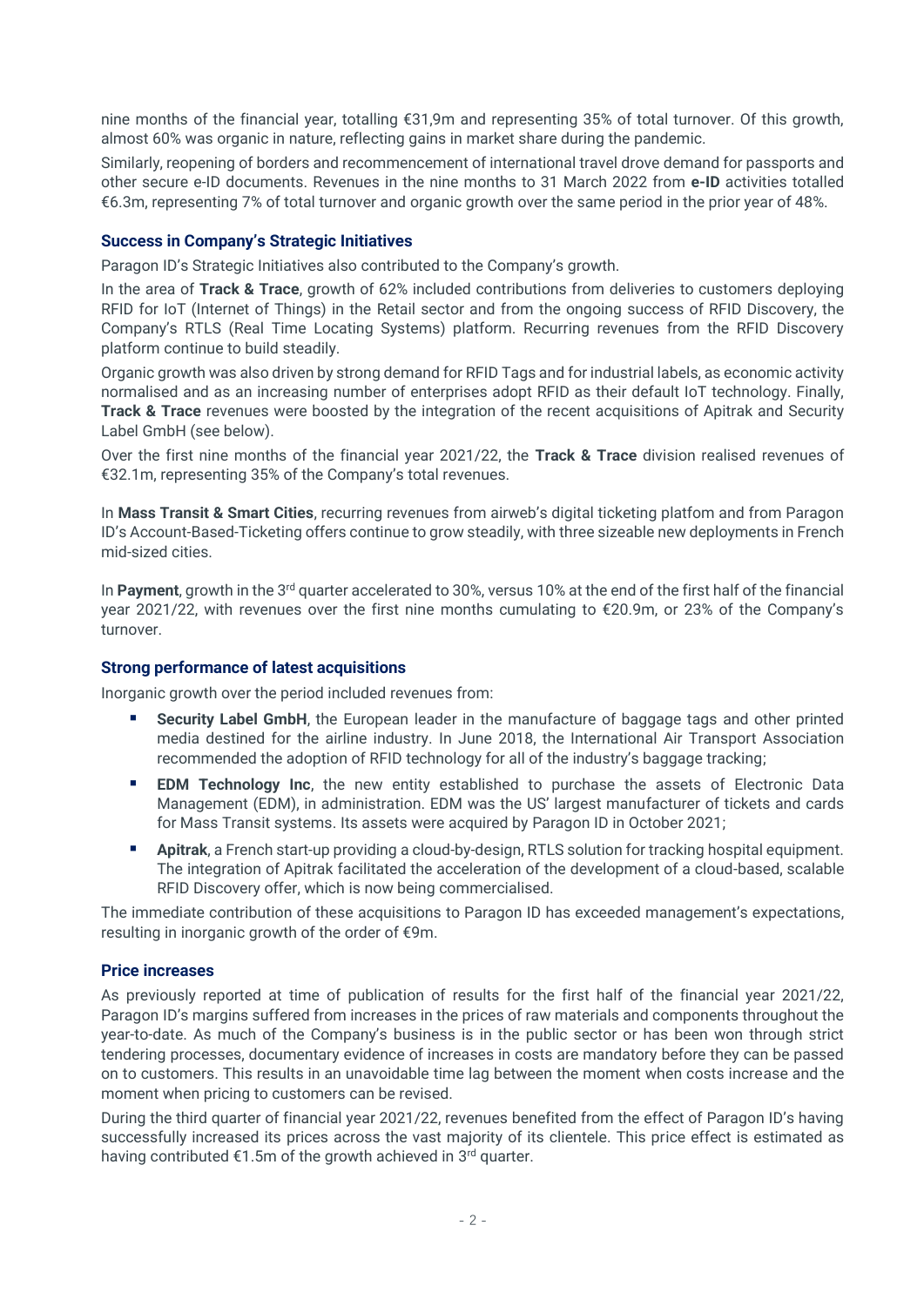nine months of the financial year, totalling €31,9m and representing 35% of total turnover. Of this growth, almost 60% was organic in nature, reflecting gains in market share during the pandemic.

Similarly, reopening of borders and recommencement of international travel drove demand for passports and other secure e-ID documents. Revenues in the nine months to 31 March 2022 from **e-ID** activities totalled €6.3m, representing 7% of total turnover and organic growth over the same period in the prior year of 48%.

### Success in Company's Strategic Initiatives

Paragon ID's Strategic Initiatives also contributed to the Company's growth.

In the area of **Track & Trace**, growth of 62% included contributions from deliveries to customers deploying RFID for IoT (Internet of Things) in the Retail sector and from the ongoing success of RFID Discovery, the Company's RTLS (Real Time Locating Systems) platform. Recurring revenues from the RFID Discovery platform continue to build steadily.

Organic growth was also driven by strong demand for RFID Tags and for industrial labels, as economic activity normalised and as an increasing number of enterprises adopt RFID as their default IoT technology. Finally, **Track & Trace** revenues were boosted by the integration of the recent acquisitions of Apitrak and Security Label GmbH (see below).

Over the first nine months of the financial year 2021/22, the **Track & Trace** division realised revenues of €32.1m, representing 35% of the Company's total revenues.

In **Mass Transit & Smart Cities**, recurring revenues from airweb's digital ticketing platfom and from Paragon ID's Account-Based-Ticketing offers continue to grow steadily, with three sizeable new deployments in French mid-sized cities.

In **Payment**, growth in the 3rd quarter accelerated to 30%, versus 10% at the end of the first half of the financial year 2021/22, with revenues over the first nine months cumulating to €20.9m, or 23% of the Company's turnover.

### Strong performance of latest acquisitions

Inorganic growth over the period included revenues from:

- **Security Label GmbH**, the European leader in the manufacture of baggage tags and other printed media destined for the airline industry. In June 2018, the International Air Transport Association recommended the adoption of RFID technology for all of the industry's baggage tracking;
- **EDM Technology Inc**, the new entity established to purchase the assets of Electronic Data Management (EDM), in administration. EDM was the US' largest manufacturer of tickets and cards for Mass Transit systems. Its assets were acquired by Paragon ID in October 2021;
- **Apitrak**, a French start-up providing a cloud-by-design, RTLS solution for tracking hospital equipment. The integration of Apitrak facilitated the acceleration of the development of a cloud-based, scalable RFID Discovery offer, which is now being commercialised.

The immediate contribution of these acquisitions to Paragon ID has exceeded management's expectations, resulting in inorganic growth of the order of €9m.

### Price increases

As previously reported at time of publication of results for the first half of the financial year 2021/22, Paragon ID's margins suffered from increases in the prices of raw materials and components throughout the year-to-date. As much of the Company's business is in the public sector or has been won through strict tendering processes, documentary evidence of increases in costs are mandatory before they can be passed on to customers. This results in an unavoidable time lag between the moment when costs increase and the moment when pricing to customers can be revised.

During the third quarter of financial year 2021/22, revenues benefited from the effect of Paragon ID's having successfully increased its prices across the vast majority of its clientele. This price effect is estimated as having contributed €1.5m of the growth achieved in 3rd quarter.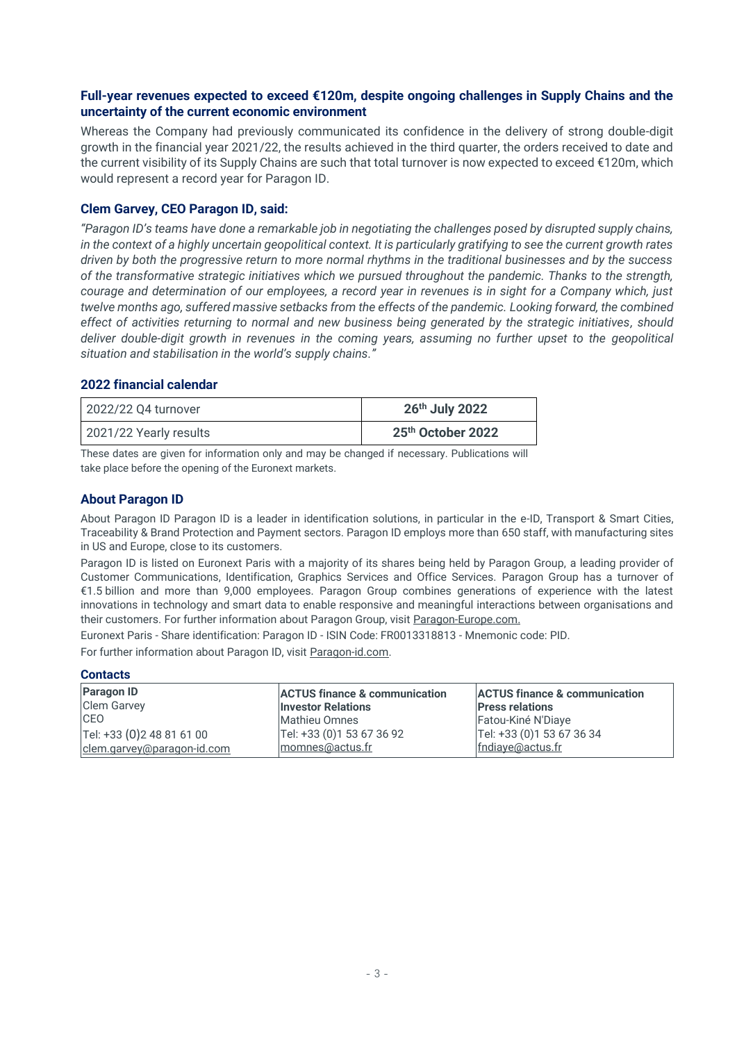### Full-year revenues expected to exceed €120m, despite ongoing challenges in Supply Chains and the uncertainty of the current economic environment

Whereas the Company had previously communicated its confidence in the delivery of strong double-digit growth in the financial year 2021/22, the results achieved in the third quarter, the orders received to date and the current visibility of its Supply Chains are such that total turnover is now expected to exceed €120m, which would represent a record year for Paragon ID.

### Clem Garvey, CEO Paragon ID, said:

*"Paragon ID's teams have done a remarkable job in negotiating the challenges posed by disrupted supply chains, in the context of a highly uncertain geopolitical context. It is particularly gratifying to see the current growth rates driven by both the progressive return to more normal rhythms in the traditional businesses and by the success of the transformative strategic initiatives which we pursued throughout the pandemic. Thanks to the strength, courage and determination of our employees, a record year in revenues is in sight for a Company which, just twelve months ago, suffered massive setbacks from the effects of the pandemic. Looking forward, the combined effect of activities returning to normal and new business being generated by the strategic initiatives, should deliver double-digit growth in revenues in the coming years, assuming no further upset to the geopolitical situation and stabilisation in the world's supply chains."*

### 2022 financial calendar

| | |
|---|---|
| 2022/22 Q4 turnover | **26th July 2022** |
| 2021/22 Yearly results | **25th October 2022** |

These dates are given for information only and may be changed if necessary. Publications will take place before the opening of the Euronext markets.

### About Paragon ID

About Paragon ID Paragon ID is a leader in identification solutions, in particular in the e-ID, Transport & Smart Cities, Traceability & Brand Protection and Payment sectors. Paragon ID employs more than 650 staff, with manufacturing sites in US and Europe, close to its customers.

Paragon ID is listed on Euronext Paris with a majority of its shares being held by Paragon Group, a leading provider of Customer Communications, Identification, Graphics Services and Office Services. Paragon Group has a turnover of €1.5 billion and more than 9,000 employees. Paragon Group combines generations of experience with the latest innovations in technology and smart data to enable responsive and meaningful interactions between organisations and their customers. For further information about Paragon Group, visit Paragon-Europe.com.

Euronext Paris - Share identification: Paragon ID - ISIN Code: FR0013318813 - Mnemonic code: PID.

For further information about Paragon ID, visit Paragon-id.com.

### Contacts

| | | |
|---|---|---|
| **Paragon ID**<br>Clem Garvey<br>CEO<br>Tel: +33 (0)2 48 81 61 00<br>clem.garvey@paragon-id.com | **ACTUS finance & communication**<br>**Investor Relations**<br>Mathieu Omnes<br>Tel: +33 (0)1 53 67 36 92<br>momnes@actus.fr | **ACTUS finance & communication**<br>**Press relations**<br>Fatou-Kiné N'Diaye<br>Tel: +33 (0)1 53 67 36 34<br>fndiaye@actus.fr |